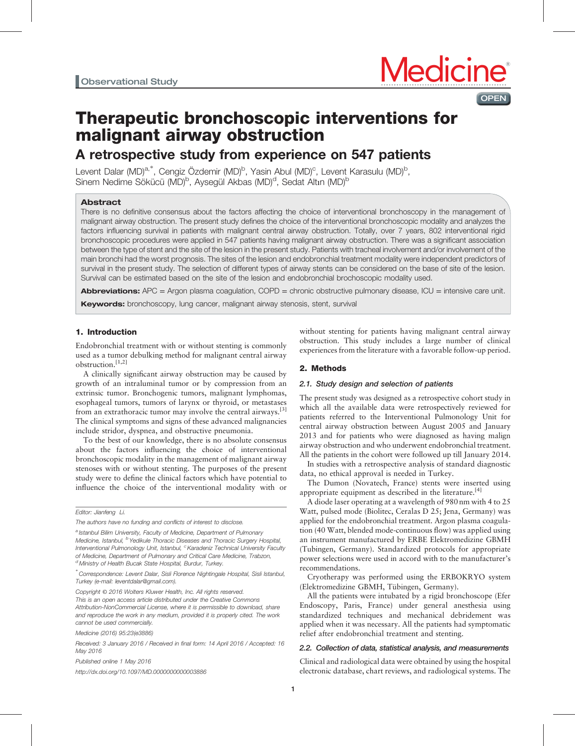Observational Study

# Therapeutic bronchoscopic interventions for malignant airway obstruction

## A retrospective study from experience on 547 patients

Levent Dalar (MD)[a,*], Cengiz Özdemir (MD)[b], Yasin Abul (MD)[c], Levent Karasulu (MD)[b], Sinem Nedime Sökücü (MD)[b], Aysegül Akbas (MD)[d], Sedat Altın (MD)[b]

### Abstract

There is no definitive consensus about the factors affecting the choice of interventional bronchoscopy in the management of malignant airway obstruction. The present study defines the choice of the interventional bronchoscopic modality and analyzes the factors influencing survival in patients with malignant central airway obstruction. Totally, over 7 years, 802 interventional rigid bronchoscopic procedures were applied in 547 patients having malignant airway obstruction. There was a significant association between the type of stent and the site of the lesion in the present study. Patients with tracheal involvement and/or involvement of the main bronchi had the worst prognosis. The sites of the lesion and endobronchial treatment modality were independent predictors of survival in the present study. The selection of different types of airway stents can be considered on the base of site of the lesion. Survival can be estimated based on the site of the lesion and endobronchial brochoscopic modality used.

**Abbreviations:** APC = Argon plasma coagulation, COPD = chronic obstructive pulmonary disease, ICU = intensive care unit.

**Keywords:** bronchoscopy, lung cancer, malignant airway stenosis, stent, survival

## 1. Introduction

Endobronchial treatment with or without stenting is commonly used as a tumor debulking method for malignant central airway obstruction.[1,2]

A clinically significant airway obstruction may be caused by growth of an intraluminal tumor or by compression from an extrinsic tumor. Bronchogenic tumors, malignant lymphomas, esophageal tumors, tumors of larynx or thyroid, or metastases from an extrathoracic tumor may involve the central airways.[3] The clinical symptoms and signs of these advanced malignancies include stridor, dyspnea, and obstructive pneumonia.

To the best of our knowledge, there is no absolute consensus about the factors influencing the choice of interventional bronchoscopic modality in the management of malignant airway stenoses with or without stenting. The purposes of the present study were to define the clinical factors which have potential to influence the choice of the interventional modality with or without stenting for patients having malignant central airway obstruction. This study includes a large number of clinical experiences from the literature with a favorable follow-up period.

## 2. Methods

### 2.1. Study design and selection of patients

The present study was designed as a retrospective cohort study in which all the available data were retrospectively reviewed for patients referred to the Interventional Pulmonology Unit for central airway obstruction between August 2005 and January 2013 and for patients who were diagnosed as having malign airway obstruction and who underwent endobronchial treatment. All the patients in the cohort were followed up till January 2014.

In studies with a retrospective analysis of standard diagnostic data, no ethical approval is needed in Turkey.

The Dumon (Novatech, France) stents were inserted using appropriate equipment as described in the literature.[4]

A diode laser operating at a wavelength of 980 nm with 4 to 25 Watt, pulsed mode (Biolitec, Ceralas D 25; Jena, Germany) was applied for the endobronchial treatment. Argon plasma coagulation (40 Watt, blended mode-continuous flow) was applied using an instrument manufactured by ERBE Elektromedizine GBMH (Tubingen, Germany). Standardized protocols for appropriate power selections were used in accord with to the manufacturer's recommendations.

Cryotherapy was performed using the ERBOKRYO system (Elektromedizine GBMH, Tübingen, Germany).

All the patients were intubated by a rigid bronchoscope (Efer Endoscopy, Paris, France) under general anesthesia using standardized techniques and mechanical debridement was applied when it was necessary. All the patients had symptomatic relief after endobronchial treatment and stenting.

### 2.2. Collection of data, statistical analysis, and measurements

Clinical and radiological data were obtained by using the hospital electronic database, chart reviews, and radiological systems. The

---

Editor: Jianfeng Li.

The authors have no funding and conflicts of interest to disclose.

[a] Istanbul Bilim University, Faculty of Medicine, Department of Pulmonary Medicine, Istanbul, [b] Yedikule Thoracic Diseases and Thoracic Surgery Hospital, Interventional Pulmonology Unit, Istanbul, [c] Karadeniz Technical University Faculty of Medicine, Department of Pulmonary and Critical Care Medicine, Trabzon, [d] Ministry of Health Bucak State Hospital, Burdur, Turkey.

[*] Correspondence: Levent Dalar, Sisli Florence Nightingale Hospital, Sisli Istanbul, Turkey (e-mail: leventdalar@gmail.com).

Copyright © 2016 Wolters Kluwer Health, Inc. All rights reserved.
This is an open access article distributed under the Creative Commons Attribution-NonCommercial License, where it is permissible to download, share and reproduce the work in any medium, provided it is properly cited. The work cannot be used commercially.

Medicine (2016) 95:23(e3886)

Received: 3 January 2016 / Received in final form: 14 April 2016 / Accepted: 16 May 2016

Published online 1 May 2016

http://dx.doi.org/10.1097/MD.0000000000003886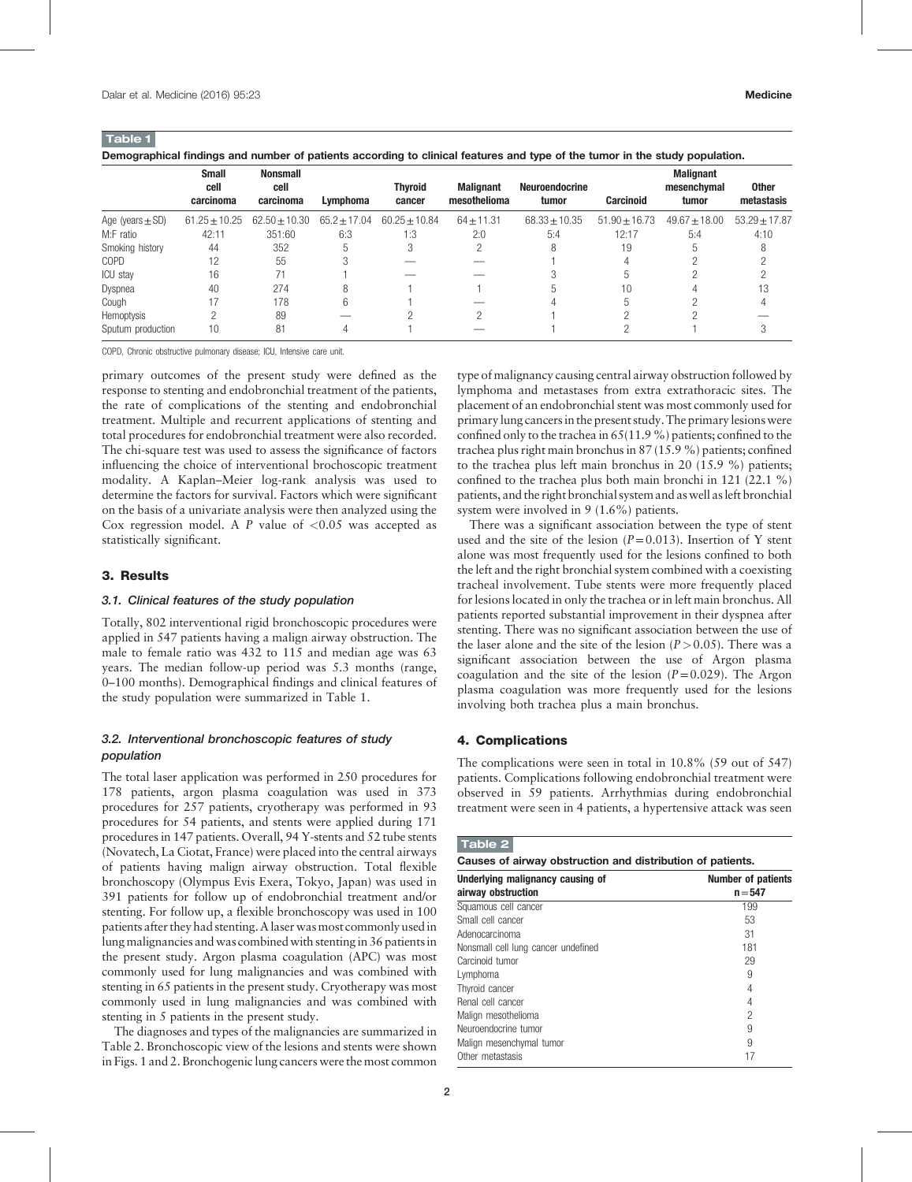**Table 1**

**Demographical findings and number of patients according to clinical features and type of the tumor in the study population.**

| | Small cell carcinoma | Nonsmall cell carcinoma | Lymphoma | Thyroid cancer | Malignant mesothelioma | Neuroendocrine tumor | Carcinoid | Malignant mesenchymal tumor | Other metastasis |
|---|---|---|---|---|---|---|---|---|---|
| Age (years ± SD) | 61.25 ± 10.25 | 62.50 ± 10.30 | 65.2 ± 17.04 | 60.25 ± 10.84 | 64 ± 11.31 | 68.33 ± 10.35 | 51.90 ± 16.73 | 49.67 ± 18.00 | 53.29 ± 17.87 |
| M:F ratio | 42:11 | 351:60 | 6:3 | 1:3 | 2:0 | 5:4 | 12:17 | 5:4 | 4:10 |
| Smoking history | 44 | 352 | 5 | 3 | 2 | 8 | 19 | 5 | 8 |
| COPD | 12 | 55 | 3 | — | — | 1 | 4 | 2 | 2 |
| ICU stay | 16 | 71 | 1 | — | — | 3 | 5 | 2 | 2 |
| Dyspnea | 40 | 274 | 8 | 1 | 1 | 5 | 10 | 4 | 13 |
| Cough | 17 | 178 | 6 | 1 | — | 4 | 5 | 2 | 4 |
| Hemoptysis | 2 | 89 | — | 2 | 2 | 1 | 2 | 2 | — |
| Sputum production | 10 | 81 | 4 | 1 | — | 1 | 2 | 1 | 3 |

COPD, Chronic obstructive pulmonary disease; ICU, Intensive care unit.

primary outcomes of the present study were defined as the response to stenting and endobronchial treatment of the patients, the rate of complications of the stenting and endobronchial treatment. Multiple and recurrent applications of stenting and total procedures for endobronchial treatment were also recorded. The chi-square test was used to assess the significance of factors influencing the choice of interventional brochoscopic treatment modality. A Kaplan–Meier log-rank analysis was used to determine the factors for survival. Factors which were significant on the basis of a univariate analysis were then analyzed using the Cox regression model. A $P$ value of $<0.05$ was accepted as statistically significant.

## 3. Results

### 3.1. Clinical features of the study population

Totally, 802 interventional rigid bronchoscopic procedures were applied in 547 patients having a malign airway obstruction. The male to female ratio was 432 to 115 and median age was 63 years. The median follow-up period was 5.3 months (range, 0–100 months). Demographical findings and clinical features of the study population were summarized in Table 1.

### 3.2. Interventional bronchoscopic features of study population

The total laser application was performed in 250 procedures for 178 patients, argon plasma coagulation was used in 373 procedures for 257 patients, cryotherapy was performed in 93 procedures for 54 patients, and stents were applied during 171 procedures in 147 patients. Overall, 94 Y-stents and 52 tube stents (Novatech, La Ciotat, France) were placed into the central airways of patients having malign airway obstruction. Total flexible bronchoscopy (Olympus Evis Exera, Tokyo, Japan) was used in 391 patients for follow up of endobronchial treatment and/or stenting. For follow up, a flexible bronchoscopy was used in 100 patients after they had stenting. A laser was most commonly used in lung malignancies and was combined with stenting in 36 patients in the present study. Argon plasma coagulation (APC) was most commonly used for lung malignancies and was combined with stenting in 65 patients in the present study. Cryotherapy was most commonly used in lung malignancies and was combined with stenting in 5 patients in the present study.

The diagnoses and types of the malignancies are summarized in Table 2. Bronchoscopic view of the lesions and stents were shown in Figs. 1 and 2. Bronchogenic lung cancers were the most common type of malignancy causing central airway obstruction followed by lymphoma and metastases from extra extrathoracic sites. The placement of an endobronchial stent was most commonly used for primary lung cancers in the present study. The primary lesions were confined only to the trachea in 65(11.9 %) patients; confined to the trachea plus right main bronchus in 87 (15.9 %) patients; confined to the trachea plus left main bronchus in 20 (15.9 %) patients; confined to the trachea plus both main bronchi in 121 (22.1 %) patients, and the right bronchial system and as well as left bronchial system were involved in 9 (1.6%) patients.

There was a significant association between the type of stent used and the site of the lesion ($P=0.013$). Insertion of Y stent alone was most frequently used for the lesions confined to both the left and the right bronchial system combined with a coexisting tracheal involvement. Tube stents were more frequently placed for lesions located in only the trachea or in left main bronchus. All patients reported substantial improvement in their dyspnea after stenting. There was no significant association between the use of the laser alone and the site of the lesion ($P>0.05$). There was a significant association between the use of Argon plasma coagulation and the site of the lesion ($P=0.029$). The Argon plasma coagulation was more frequently used for the lesions involving both trachea plus a main bronchus.

## 4. Complications

The complications were seen in total in 10.8% (59 out of 547) patients. Complications following endobronchial treatment were observed in 59 patients. Arrhythmias during endobronchial treatment were seen in 4 patients, a hypertensive attack was seen

**Table 2**

**Causes of airway obstruction and distribution of patients.**

| Underlying malignancy causing of airway obstruction | Number of patients n = 547 |
|---|---|
| Squamous cell cancer | 199 |
| Small cell cancer | 53 |
| Adenocarcinoma | 31 |
| Nonsmall cell lung cancer undefined | 181 |
| Carcinoid tumor | 29 |
| Lymphoma | 9 |
| Thyroid cancer | 4 |
| Renal cell cancer | 4 |
| Malign mesothelioma | 2 |
| Neuroendocrine tumor | 9 |
| Malign mesenchymal tumor | 9 |
| Other metastasis | 17 |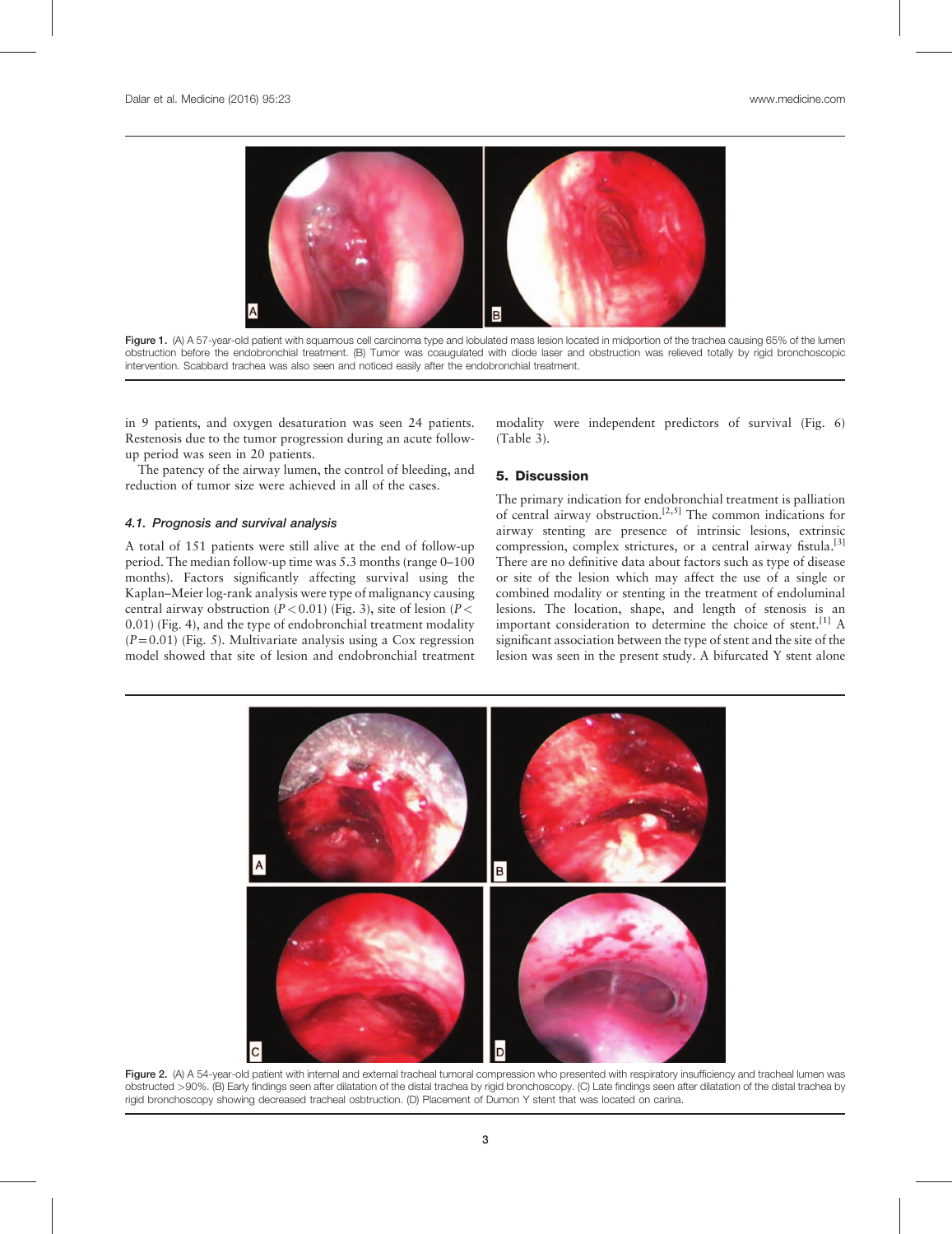Figure 1. (A) A 57-year-old patient with squamous cell carcinoma type and lobulated mass lesion located in midportion of the trachea causing 65% of the lumen obstruction before the endobronchial treatment. (B) Tumor was coagulated with diode laser and obstruction was relieved totally by rigid bronchoscopic intervention. Scabbard trachea was also seen and noticed easily after the endobronchial treatment.

in 9 patients, and oxygen desaturation was seen 24 patients. Restenosis due to the tumor progression during an acute follow-up period was seen in 20 patients.

The patency of the airway lumen, the control of bleeding, and reduction of tumor size were achieved in all of the cases.

### 4.1. Prognosis and survival analysis

A total of 151 patients were still alive at the end of follow-up period. The median follow-up time was 5.3 months (range 0–100 months). Factors significantly affecting survival using the Kaplan–Meier log-rank analysis were type of malignancy causing central airway obstruction ($P < 0.01$) (Fig. 3), site of lesion ($P < 0.01$) (Fig. 4), and the type of endobronchial treatment modality ($P = 0.01$) (Fig. 5). Multivariate analysis using a Cox regression model showed that site of lesion and endobronchial treatment modality were independent predictors of survival (Fig. 6) (Table 3).

## 5. Discussion

The primary indication for endobronchial treatment is palliation of central airway obstruction.[2,5] The common indications for airway stenting are presence of intrinsic lesions, extrinsic compression, complex strictures, or a central airway fistula.[3] There are no definitive data about factors such as type of disease or site of the lesion which may affect the use of a single or combined modality or stenting in the treatment of endoluminal lesions. The location, shape, and length of stenosis is an important consideration to determine the choice of stent.[1] A significant association between the type of stent and the site of the lesion was seen in the present study. A bifurcated Y stent alone

Figure 2. (A) A 54-year-old patient with internal and external tracheal tumoral compression who presented with respiratory insufficiency and tracheal lumen was obstructed >90%. (B) Early findings seen after dilatation of the distal trachea by rigid bronchoscopy. (C) Late findings seen after dilatation of the distal trachea by rigid bronchoscopy showing decreased tracheal osbtruction. (D) Placement of Dumon Y stent that was located on carina.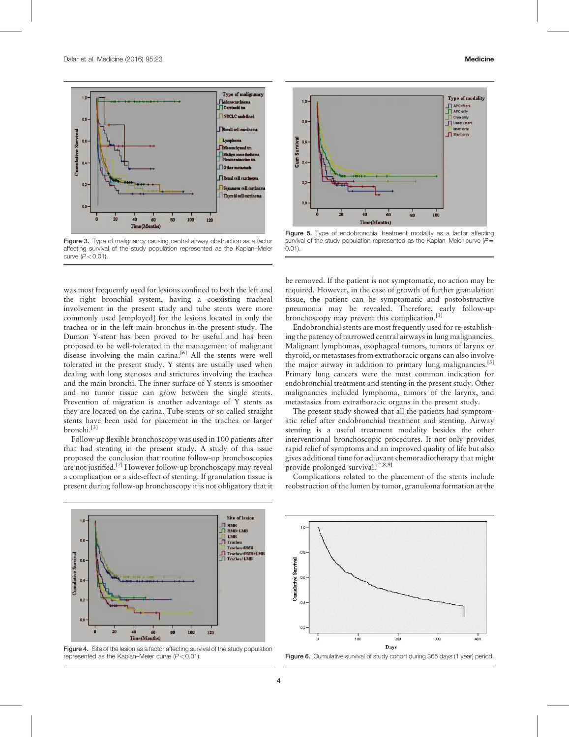Figure 3. Type of malignancy causing central airway obstruction as a factor affecting survival of the study population represented as the Kaplan–Meier curve ($P<0.01$).

Figure 5. Type of endobronchial treatment modality as a factor affecting survival of the study population represented as the Kaplan–Meier curve ($P=0.01$).

was most frequently used for lesions confined to both the left and the right bronchial system, having a coexisting tracheal involvement in the present study and tube stents were more commonly used [employed] for the lesions located in only the trachea or in the left main bronchus in the present study. The Dumon Y-stent has been proved to be useful and has been proposed to be well-tolerated in the management of malignant disease involving the main carina.[6] All the stents were well tolerated in the present study. Y stents are usually used when dealing with long stenoses and strictures involving the trachea and the main bronchi. The inner surface of Y stents is smoother and no tumor tissue can grow between the single stents. Prevention of migration is another advantage of Y stents as they are located on the carina. Tube stents or so called straight stents have been used for placement in the trachea or larger bronchi.[3]

Follow-up flexible bronchoscopy was used in 100 patients after that had stenting in the present study. A study of this issue proposed the conclusion that routine follow-up bronchoscopies are not justified.[7] However follow-up bronchoscopy may reveal a complication or a side-effect of stenting. If granulation tissue is present during follow-up bronchoscopy it is not obligatory that it be removed. If the patient is not symptomatic, no action may be required. However, in the case of growth of further granulation tissue, the patient can be symptomatic and postobstructive pneumonia may be revealed. Therefore, early follow-up bronchoscopy may prevent this complication.[3]

Endobronchial stents are most frequently used for re-establishing the patency of narrowed central airways in lung malignancies. Malignant lymphomas, esophageal tumors, tumors of larynx or thyroid, or metastases from extrathoracic organs can also involve the major airway in addition to primary lung malignancies.[3] Primary lung cancers were the most common indication for endobronchial treatment and stenting in the present study. Other malignancies included lymphoma, tumors of the larynx, and metastasies from extrathoracic organs in the present study.

The present study showed that all the patients had symptomatic relief after endobronchial treatment and stenting. Airway stenting is a useful treatment modality besides the other interventional bronchoscopic procedures. It not only provides rapid relief of symptoms and an improved quality of life but also gives additional time for adjuvant chemoradiotherapy that might provide prolonged survival.[2,8,9]

Complications related to the placement of the stents include reobstruction of the lumen by tumor, granuloma formation at the

Figure 4. Site of the lesion as a factor affecting survival of the study population represented as the Kaplan–Meier curve ($P<0.01$).

Figure 6. Cumulative survival of study cohort during 365 days (1 year) period.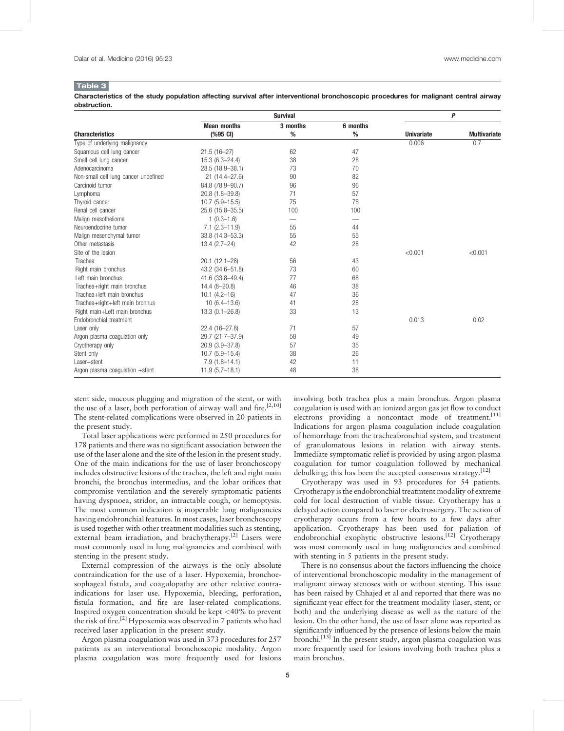**Table 3**

**Characteristics of the study population affecting survival after interventional bronchoscopic procedures for malignant central airway obstruction.**

| Characteristics | Survival | | | P | |
|---|---|---|---|---|---|
| | Mean months (%95 CI) | 3 months % | 6 months % | Univariate | Multivariate |
| Type of underlying malignancy | | | | 0.006 | 0.7 |
| Squamous cell lung cancer | 21.5 (16–27) | 62 | 47 | | |
| Small cell lung cancer | 15.3 (6.3–24.4) | 38 | 28 | | |
| Adenocarcinoma | 28.5 (18.9–38.1) | 73 | 70 | | |
| Non-small cell lung cancer undefined | 21 (14.4–27.6) | 90 | 82 | | |
| Carcinoid tumor | 84.8 (78.9–90.7) | 96 | 96 | | |
| Lymphoma | 20.8 (1.8–39.8) | 71 | 57 | | |
| Thyroid cancer | 10.7 (5.9–15.5) | 75 | 75 | | |
| Renal cell cancer | 25.6 (15.8–35.5) | 100 | 100 | | |
| Malign mesothelioma | 1 (0.3–1.6) | — | — | | |
| Neuroendocrine tumor | 7.1 (2.3–11.9) | 55 | 44 | | |
| Malign mesenchymal tumor | 33.8 (14.3–53.3) | 55 | 55 | | |
| Other metastasis | 13.4 (2.7–24) | 42 | 28 | | |
| Site of the lesion | | | | <0.001 | <0.001 |
| Trachea | 20.1 (12.1–28) | 56 | 43 | | |
| Right main bronchus | 43.2 (34.6–51.8) | 73 | 60 | | |
| Left main bronchus | 41.6 (33.8–49.4) | 77 | 68 | | |
| Trachea+right main bronchus | 14.4 (8–20.8) | 46 | 38 | | |
| Trachea+left main bronchus | 10.1 (4.2–16) | 47 | 36 | | |
| Trachea+right+left main bronhus | 10 (6.4–13.6) | 41 | 28 | | |
| Right main+Left main bronchus | 13.3 (0.1–26.8) | 33 | 13 | | |
| Endobronchial treatment | | | | 0.013 | 0.02 |
| Laser only | 22.4 (16–27.8) | 71 | 57 | | |
| Argon plasma coagulation only | 29.7 (21.7–37.9) | 58 | 49 | | |
| Cryotherapy only | 20.9 (3.9–37.8) | 57 | 35 | | |
| Stent only | 10.7 (5.9–15.4) | 38 | 26 | | |
| Laser+stent | 7.9 (1.8–14.1) | 42 | 11 | | |
| Argon plasma coagulation +stent | 11.9 (5.7–18.1) | 48 | 38 | | |

stent side, mucous plugging and migration of the stent, or with the use of a laser, both perforation of airway wall and fire.[2,10] The stent-related complications were observed in 20 patients in the present study.

Total laser applications were performed in 250 procedures for 178 patients and there was no significant association between the use of the laser alone and the site of the lesion in the present study. One of the main indications for the use of laser bronchoscopy includes obstructive lesions of the trachea, the left and right main bronchi, the bronchus intermedius, and the lobar orifices that compromise ventilation and the severely symptomatic patients having dyspnoea, stridor, an intractable cough, or hemoptysis. The most common indication is inoperable lung malignancies having endobronchial features. In most cases, laser bronchoscopy is used together with other treatment modalities such as stenting, external beam irradiation, and brachytherapy.[2] Lasers were most commonly used in lung malignancies and combined with stenting in the present study.

External compression of the airways is the only absolute contraindication for the use of a laser. Hypoxemia, bronchoesophageal fistula, and coagulopathy are other relative contraindications for laser use. Hypoxemia, bleeding, perforation, fistula formation, and fire are laser-related complications. Inspired oxygen concentration should be kept <40% to prevent the risk of fire.[2] Hypoxemia was observed in 7 patients who had received laser application in the present study.

Argon plasma coagulation was used in 373 procedures for 257 patients as an interventional bronchoscopic modality. Argon plasma coagulation was more frequently used for lesions involving both trachea plus a main bronchus. Argon plasma coagulation is used with an ionized argon gas jet flow to conduct electrons providing a noncontact mode of treatment.[11] Indications for argon plasma coagulation include coagulation of hemorrhage from the tracheabronchial system, and treatment of granulomatous lesions in relation with airway stents. Immediate symptomatic relief is provided by using argon plasma coagulation for tumor coagulation followed by mechanical debulking; this has been the accepted consensus strategy.[12]

Cryotherapy was used in 93 procedures for 54 patients. Cryotherapy is the endobronchial treatmtent modality of extreme cold for local destruction of viable tissue. Cryotherapy has a delayed action compared to laser or electrosurgery. The action of cryotherapy occurs from a few hours to a few days after application. Cryotherapy has been used for paliation of endobronchial exophytic obstructive lesions.[12] Cryotherapy was most commonly used in lung malignancies and combined with stenting in 5 patients in the present study.

There is no consensus about the factors influencing the choice of interventional bronchoscopic modality in the management of malignant airway stenoses with or without stenting. This issue has been raised by Chhajed et al and reported that there was no significant year effect for the treatment modality (laser, stent, or both) and the underlying disease as well as the nature of the lesion. On the other hand, the use of laser alone was reported as significantly influenced by the presence of lesions below the main bronchi.[13] In the present study, argon plasma coagulation was more frequently used for lesions involving both trachea plus a main bronchus.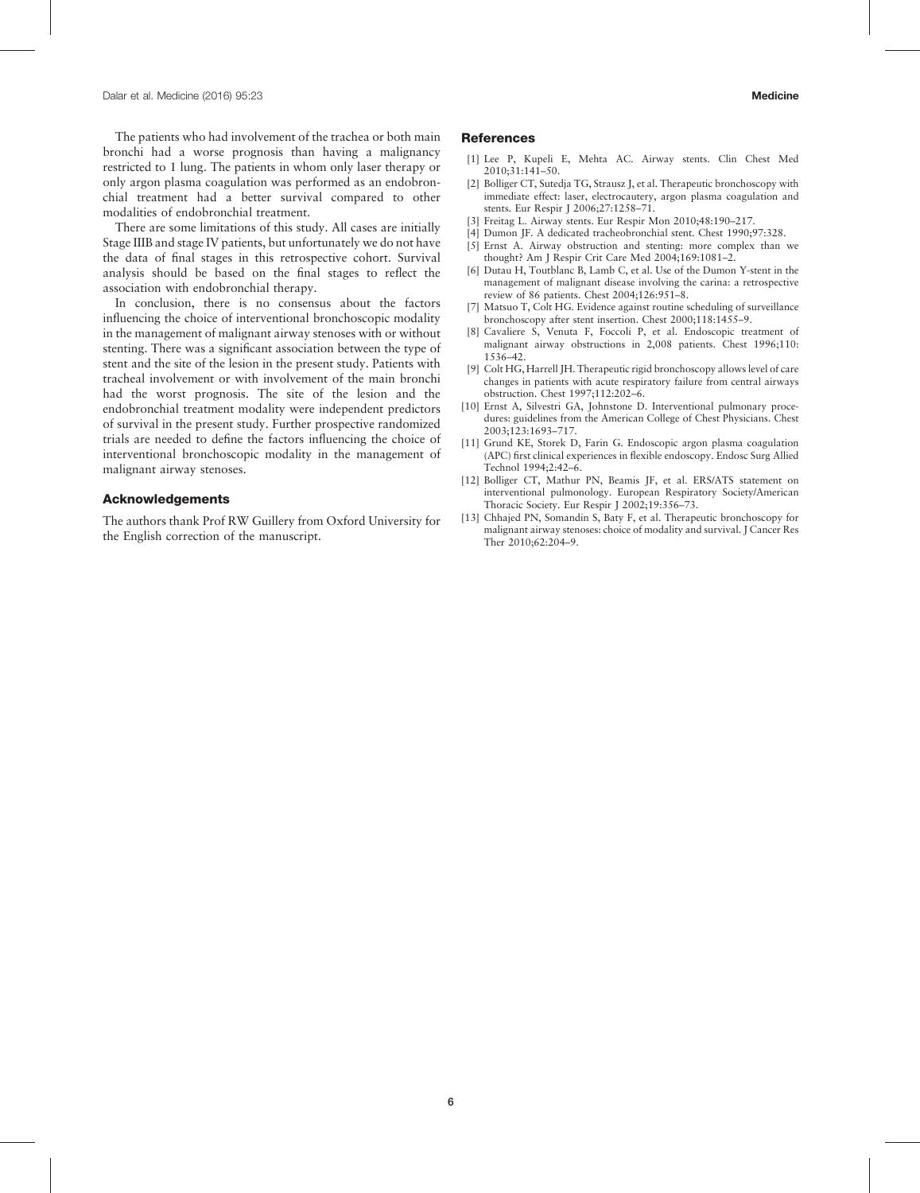The patients who had involvement of the trachea or both main bronchi had a worse prognosis than having a malignancy restricted to 1 lung. The patients in whom only laser therapy or only argon plasma coagulation was performed as an endobronchial treatment had a better survival compared to other modalities of endobronchial treatment.

There are some limitations of this study. All cases are initially Stage IIIB and stage IV patients, but unfortunately we do not have the data of final stages in this retrospective cohort. Survival analysis should be based on the final stages to reflect the association with endobronchial therapy.

In conclusion, there is no consensus about the factors influencing the choice of interventional bronchoscopic modality in the management of malignant airway stenoses with or without stenting. There was a significant association between the type of stent and the site of the lesion in the present study. Patients with tracheal involvement or with involvement of the main bronchi had the worst prognosis. The site of the lesion and the endobronchial treatment modality were independent predictors of survival in the present study. Further prospective randomized trials are needed to define the factors influencing the choice of interventional bronchoscopic modality in the management of malignant airway stenoses.

## Acknowledgements

The authors thank Prof RW Guillery from Oxford University for the English correction of the manuscript.

## References

[1] Lee P, Kupeli E, Mehta AC. Airway stents. Clin Chest Med 2010;31:141–50.

[2] Bolliger CT, Sutedja TG, Strausz J, et al. Therapeutic bronchoscopy with immediate effect: laser, electrocautery, argon plasma coagulation and stents. Eur Respir J 2006;27:1258–71.

[3] Freitag L. Airway stents. Eur Respir Mon 2010;48:190–217.

[4] Dumon JF. A dedicated tracheobronchial stent. Chest 1990;97:328.

[5] Ernst A. Airway obstruction and stenting: more complex than we thought? Am J Respir Crit Care Med 2004;169:1081–2.

[6] Dutau H, Toutblanc B, Lamb C, et al. Use of the Dumon Y-stent in the management of malignant disease involving the carina: a retrospective review of 86 patients. Chest 2004;126:951–8.

[7] Matsuo T, Colt HG. Evidence against routine scheduling of surveillance bronchoscopy after stent insertion. Chest 2000;118:1455–9.

[8] Cavaliere S, Venuta F, Foccoli P, et al. Endoscopic treatment of malignant airway obstructions in 2,008 patients. Chest 1996;110: 1536–42.

[9] Colt HG, Harrell JH. Therapeutic rigid bronchoscopy allows level of care changes in patients with acute respiratory failure from central airways obstruction. Chest 1997;112:202–6.

[10] Ernst A, Silvestri GA, Johnstone D. Interventional pulmonary procedures: guidelines from the American College of Chest Physicians. Chest 2003;123:1693–717.

[11] Grund KE, Storek D, Farin G. Endoscopic argon plasma coagulation (APC) first clinical experiences in flexible endoscopy. Endosc Surg Allied Technol 1994;2:42–6.

[12] Bolliger CT, Mathur PN, Beamis JF, et al. ERS/ATS statement on interventional pulmonology. European Respiratory Society/American Thoracic Society. Eur Respir J 2002;19:356–73.

[13] Chhajed PN, Somandin S, Baty F, et al. Therapeutic bronchoscopy for malignant airway stenoses: choice of modality and survival. J Cancer Res Ther 2010;62:204–9.